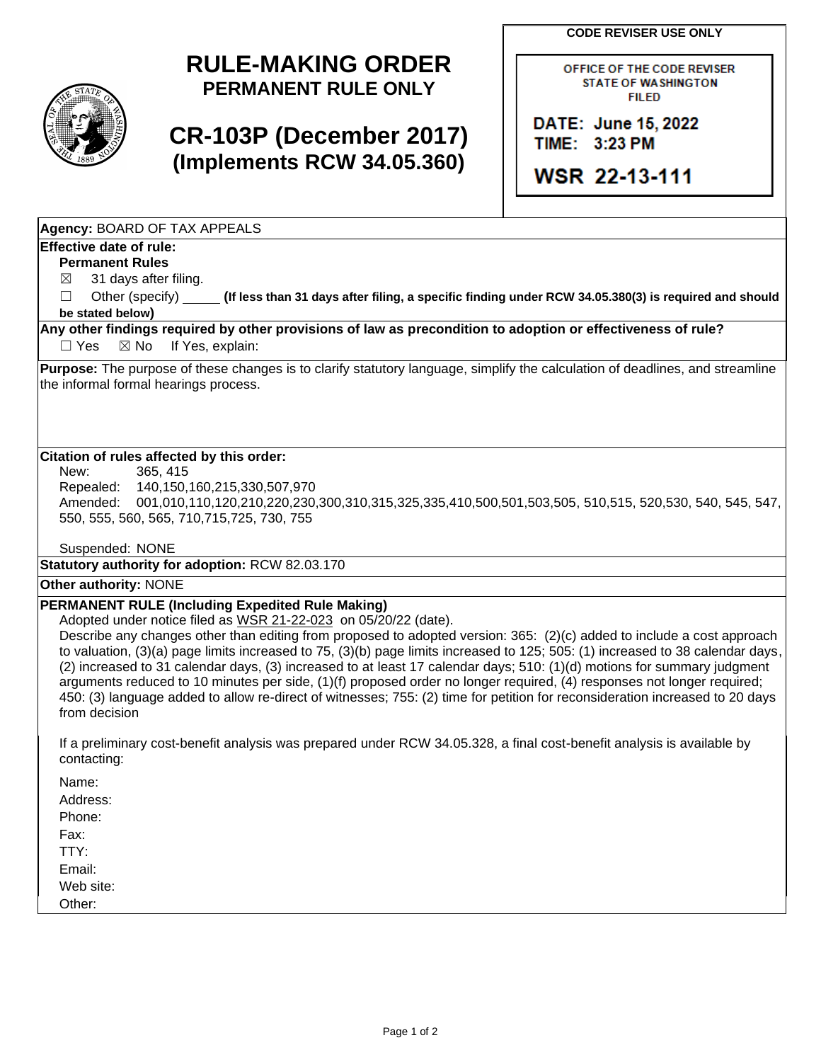# RULE-MAKING ORDER
## PERMANENT RULE ONLY

# CR-103P (December 2017)
## (Implements RCW 34.05.360)

**CODE REVISER USE ONLY**

OFFICE OF THE CODE REVISER
STATE OF WASHINGTON
FILED

DATE: June 15, 2022
TIME: 3:23 PM

WSR 22-13-111

**Agency:** BOARD OF TAX APPEALS

**Effective date of rule:**

**Permanent Rules**

☒ 31 days after filing.

☐ Other (specify) _____ **(If less than 31 days after filing, a specific finding under RCW 34.05.380(3) is required and should be stated below)**

**Any other findings required by other provisions of law as precondition to adoption or effectiveness of rule?**

☐ Yes ☒ No If Yes, explain:

**Purpose:** The purpose of these changes is to clarify statutory language, simplify the calculation of deadlines, and streamline the informal formal hearings process.

**Citation of rules affected by this order:**

New: 365, 415

Repealed: 140,150,160,215,330,507,970

Amended: 001,010,110,120,210,220,230,300,310,315,325,335,410,500,501,503,505, 510,515, 520,530, 540, 545, 547, 550, 555, 560, 565, 710,715,725, 730, 755

Suspended: NONE

**Statutory authority for adoption:** RCW 82.03.170

**Other authority:** NONE

**PERMANENT RULE (Including Expedited Rule Making)**

Adopted under notice filed as WSR 21-22-023 on 05/20/22 (date).

Describe any changes other than editing from proposed to adopted version: 365: (2)(c) added to include a cost approach to valuation, (3)(a) page limits increased to 75, (3)(b) page limits increased to 125; 505: (1) increased to 38 calendar days, (2) increased to 31 calendar days, (3) increased to at least 17 calendar days; 510: (1)(d) motions for summary judgment arguments reduced to 10 minutes per side, (1)(f) proposed order no longer required, (4) responses not longer required; 450: (3) language added to allow re-direct of witnesses; 755: (2) time for petition for reconsideration increased to 20 days from decision

If a preliminary cost-benefit analysis was prepared under RCW 34.05.328, a final cost-benefit analysis is available by contacting:

Name:

Address:

Phone:

Fax:

TTY:

Email:

Web site:

Other: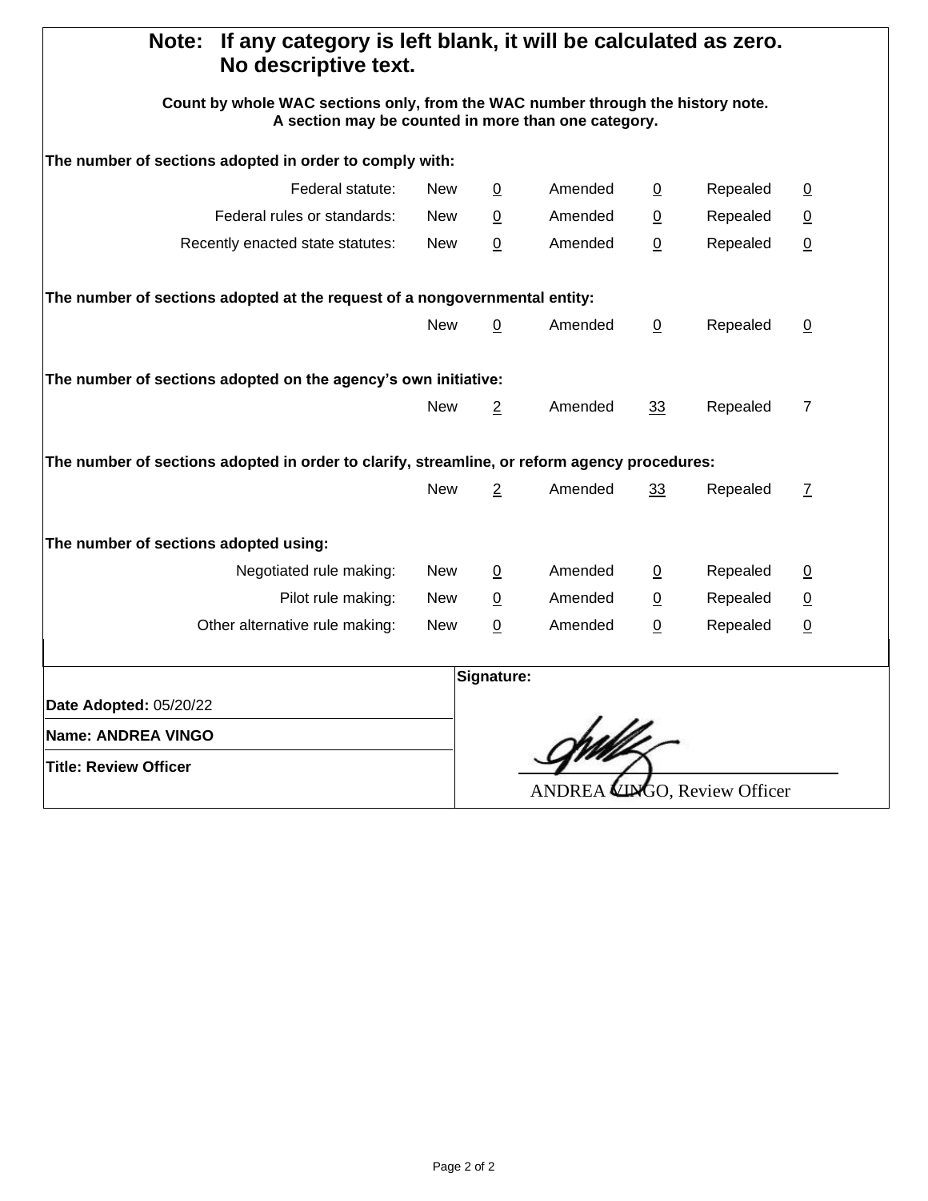**Note: If any category is left blank, it will be calculated as zero. No descriptive text.**

**Count by whole WAC sections only, from the WAC number through the history note. A section may be counted in more than one category.**

**The number of sections adopted in order to comply with:**

| | | | | | | |
|---|---|---|---|---|---|---|
| Federal statute: | New | 0 | Amended | 0 | Repealed | 0 |
| Federal rules or standards: | New | 0 | Amended | 0 | Repealed | 0 |
| Recently enacted state statutes: | New | 0 | Amended | 0 | Repealed | 0 |

**The number of sections adopted at the request of a nongovernmental entity:**

| | | | | | |
|---|---|---|---|---|---|
| New | 0 | Amended | 0 | Repealed | 0 |

**The number of sections adopted on the agency's own initiative:**

| | | | | | |
|---|---|---|---|---|---|
| New | 2 | Amended | 33 | Repealed | 7 |

**The number of sections adopted in order to clarify, streamline, or reform agency procedures:**

| | | | | | |
|---|---|---|---|---|---|
| New | 2 | Amended | 33 | Repealed | 7 |

**The number of sections adopted using:**

| | | | | | | |
|---|---|---|---|---|---|---|
| Negotiated rule making: | New | 0 | Amended | 0 | Repealed | 0 |
| Pilot rule making: | New | 0 | Amended | 0 | Repealed | 0 |
| Other alternative rule making: | New | 0 | Amended | 0 | Repealed | 0 |

**Date Adopted:** 05/20/22

**Name: ANDREA VINGO**

**Title: Review Officer**

**Signature:**

ANDREA VINGO, Review Officer